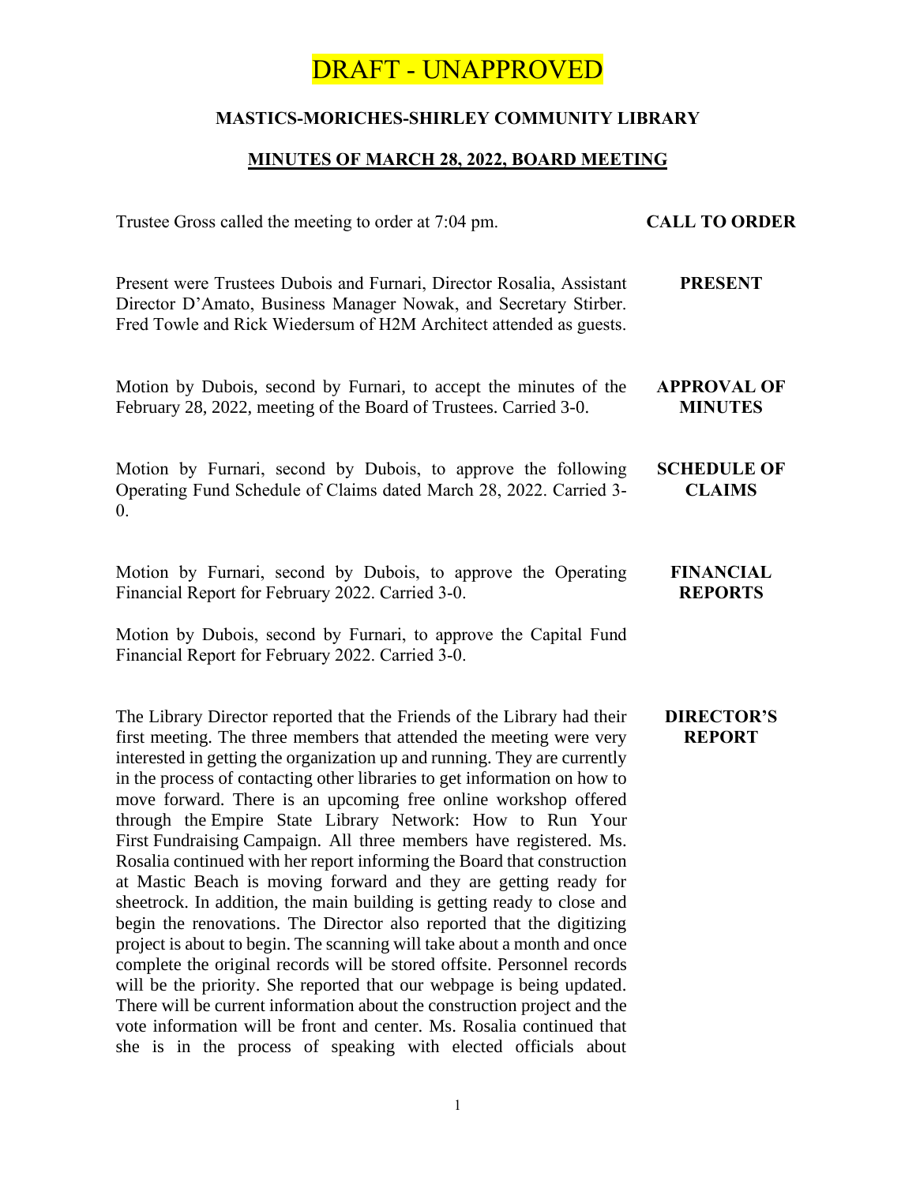DRAFT - UNAPPROVED

## MASTICS-MORICHES-SHIRLEY COMMUNITY LIBRARY

## MINUTES OF MARCH 28, 2022, BOARD MEETING

**CALL TO ORDER**

Trustee Gross called the meeting to order at 7:04 pm.

**PRESENT**

Present were Trustees Dubois and Furnari, Director Rosalia, Assistant Director D'Amato, Business Manager Nowak, and Secretary Stirber. Fred Towle and Rick Wiedersum of H2M Architect attended as guests.

**APPROVAL OF MINUTES**

Motion by Dubois, second by Furnari, to accept the minutes of the February 28, 2022, meeting of the Board of Trustees. Carried 3-0.

**SCHEDULE OF CLAIMS**

Motion by Furnari, second by Dubois, to approve the following Operating Fund Schedule of Claims dated March 28, 2022. Carried 3-0.

**FINANCIAL REPORTS**

Motion by Furnari, second by Dubois, to approve the Operating Financial Report for February 2022. Carried 3-0.

Motion by Dubois, second by Furnari, to approve the Capital Fund Financial Report for February 2022. Carried 3-0.

**DIRECTOR'S REPORT**

The Library Director reported that the Friends of the Library had their first meeting. The three members that attended the meeting were very interested in getting the organization up and running. They are currently in the process of contacting other libraries to get information on how to move forward. There is an upcoming free online workshop offered through the Empire State Library Network: How to Run Your First Fundraising Campaign. All three members have registered. Ms. Rosalia continued with her report informing the Board that construction at Mastic Beach is moving forward and they are getting ready for sheetrock. In addition, the main building is getting ready to close and begin the renovations. The Director also reported that the digitizing project is about to begin. The scanning will take about a month and once complete the original records will be stored offsite. Personnel records will be the priority. She reported that our webpage is being updated. There will be current information about the construction project and the vote information will be front and center. Ms. Rosalia continued that she is in the process of speaking with elected officials about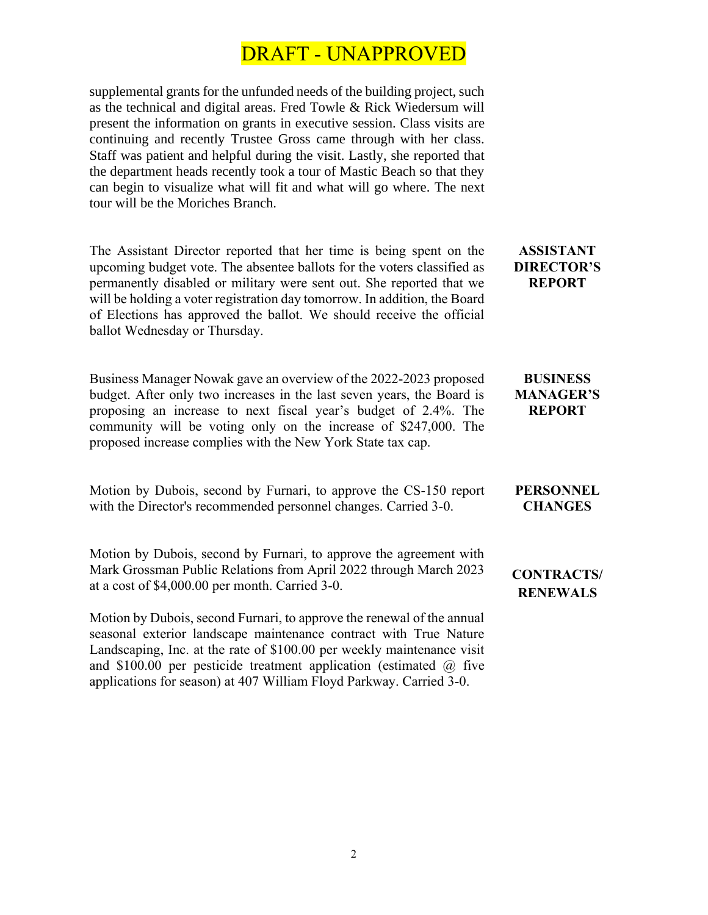DRAFT - UNAPPROVED

supplemental grants for the unfunded needs of the building project, such as the technical and digital areas. Fred Towle & Rick Wiedersum will present the information on grants in executive session. Class visits are continuing and recently Trustee Gross came through with her class. Staff was patient and helpful during the visit. Lastly, she reported that the department heads recently took a tour of Mastic Beach so that they can begin to visualize what will fit and what will go where. The next tour will be the Moriches Branch.

**ASSISTANT DIRECTOR'S REPORT**

The Assistant Director reported that her time is being spent on the upcoming budget vote. The absentee ballots for the voters classified as permanently disabled or military were sent out. She reported that we will be holding a voter registration day tomorrow. In addition, the Board of Elections has approved the ballot. We should receive the official ballot Wednesday or Thursday.

**BUSINESS MANAGER'S REPORT**

Business Manager Nowak gave an overview of the 2022-2023 proposed budget. After only two increases in the last seven years, the Board is proposing an increase to next fiscal year's budget of 2.4%. The community will be voting only on the increase of $247,000. The proposed increase complies with the New York State tax cap.

**PERSONNEL CHANGES**

Motion by Dubois, second by Furnari, to approve the CS-150 report with the Director's recommended personnel changes. Carried 3-0.

**CONTRACTS/ RENEWALS**

Motion by Dubois, second by Furnari, to approve the agreement with Mark Grossman Public Relations from April 2022 through March 2023 at a cost of $4,000.00 per month. Carried 3-0.

Motion by Dubois, second Furnari, to approve the renewal of the annual seasonal exterior landscape maintenance contract with True Nature Landscaping, Inc. at the rate of $100.00 per weekly maintenance visit and $100.00 per pesticide treatment application (estimated @ five applications for season) at 407 William Floyd Parkway. Carried 3-0.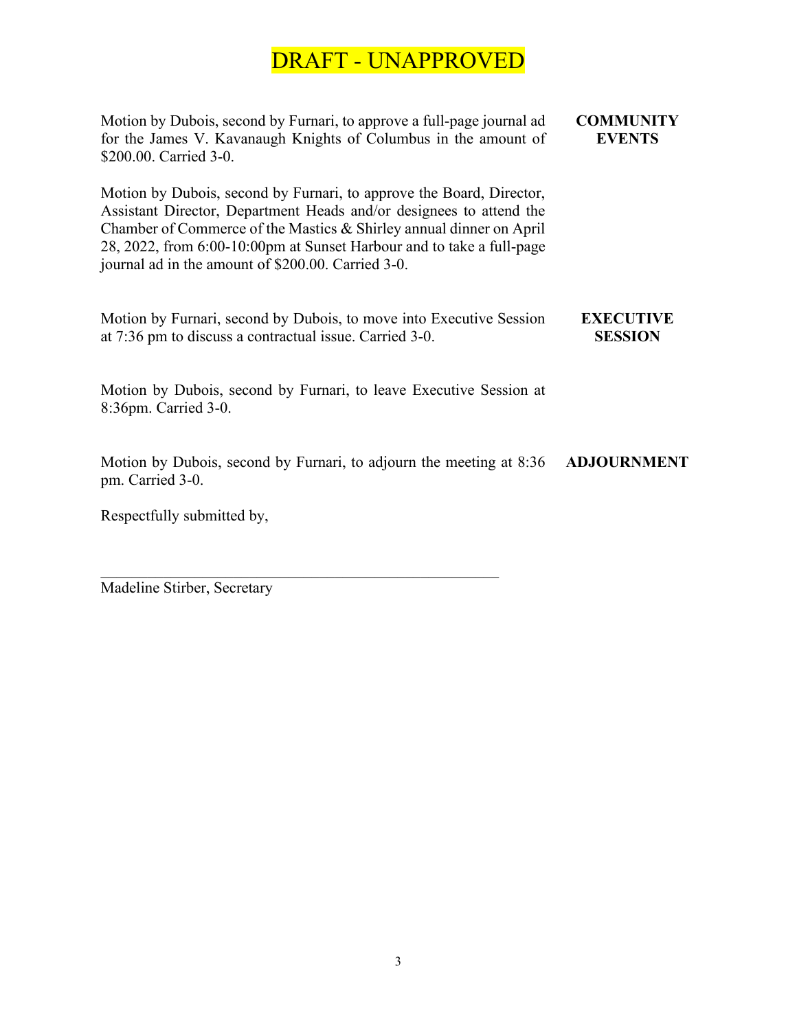DRAFT - UNAPPROVED

**COMMUNITY EVENTS**

Motion by Dubois, second by Furnari, to approve a full-page journal ad for the James V. Kavanaugh Knights of Columbus in the amount of $200.00. Carried 3-0.

Motion by Dubois, second by Furnari, to approve the Board, Director, Assistant Director, Department Heads and/or designees to attend the Chamber of Commerce of the Mastics & Shirley annual dinner on April 28, 2022, from 6:00-10:00pm at Sunset Harbour and to take a full-page journal ad in the amount of $200.00. Carried 3-0.

**EXECUTIVE SESSION**

Motion by Furnari, second by Dubois, to move into Executive Session at 7:36 pm to discuss a contractual issue. Carried 3-0.

Motion by Dubois, second by Furnari, to leave Executive Session at 8:36pm. Carried 3-0.

**ADJOURNMENT**

Motion by Dubois, second by Furnari, to adjourn the meeting at 8:36 pm. Carried 3-0.

Respectfully submitted by,

\_\_\_\_\_\_\_\_\_\_\_\_\_\_\_\_\_\_\_\_\_\_\_\_\_\_\_\_\_\_\_\_\_\_\_\_\_\_\_\_\_\_\_\_\_\_

Madeline Stirber, Secretary